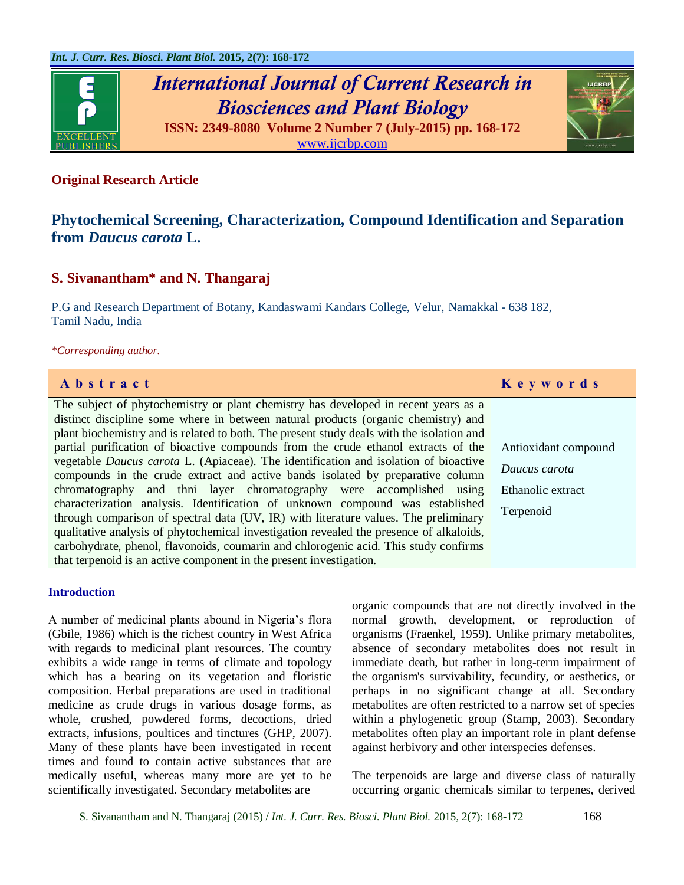**Original Research Article**

# Phytochemical Screening, Characterization, Compound Identification and Separation from *Daucus carota* L.

## S. Sivanantham* and N. Thangaraj

P.G and Research Department of Botany, Kandaswami Kandars College, Velur, Namakkal - 638 182, Tamil Nadu, India

*\*Corresponding author.*

| Abstract | Keywords |
|---|---|
| The subject of phytochemistry or plant chemistry has developed in recent years as a distinct discipline some where in between natural products (organic chemistry) and plant biochemistry and is related to both. The present study deals with the isolation and partial purification of bioactive compounds from the crude ethanol extracts of the vegetable *Daucus carota* L. (Apiaceae). The identification and isolation of bioactive compounds in the crude extract and active bands isolated by preparative column chromatography and thni layer chromatography were accomplished using characterization analysis. Identification of unknown compound was established through comparison of spectral data (UV, IR) with literature values. The preliminary qualitative analysis of phytochemical investigation revealed the presence of alkaloids, carbohydrate, phenol, flavonoids, coumarin and chlorogenic acid. This study confirms that terpenoid is an active component in the present investigation. | Antioxidant compound<br>*Daucus carota*<br>Ethanolic extract<br>Terpenoid |

### Introduction

A number of medicinal plants abound in Nigeria's flora (Gbile, 1986) which is the richest country in West Africa with regards to medicinal plant resources. The country exhibits a wide range in terms of climate and topology which has a bearing on its vegetation and floristic composition. Herbal preparations are used in traditional medicine as crude drugs in various dosage forms, as whole, crushed, powdered forms, decoctions, dried extracts, infusions, poultices and tinctures (GHP, 2007). Many of these plants have been investigated in recent times and found to contain active substances that are medically useful, whereas many more are yet to be scientifically investigated. Secondary metabolites are organic compounds that are not directly involved in the normal growth, development, or reproduction of organisms (Fraenkel, 1959). Unlike primary metabolites, absence of secondary metabolites does not result in immediate death, but rather in long-term impairment of the organism's survivability, fecundity, or aesthetics, or perhaps in no significant change at all. Secondary metabolites are often restricted to a narrow set of species within a phylogenetic group (Stamp, 2003). Secondary metabolites often play an important role in plant defense against herbivory and other interspecies defenses.

The terpenoids are large and diverse class of naturally occurring organic chemicals similar to terpenes, derived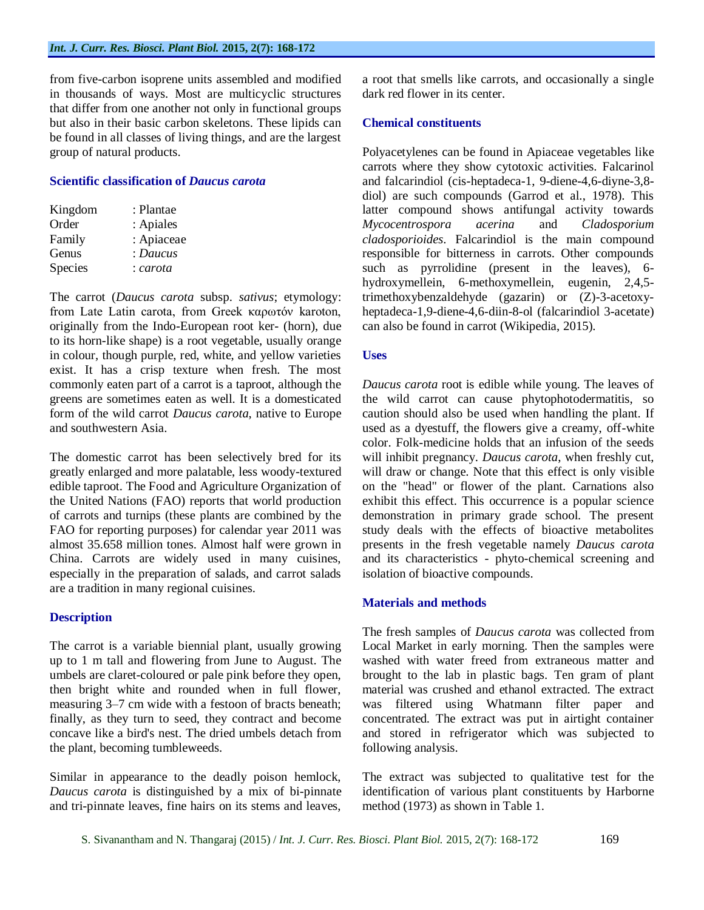from five-carbon isoprene units assembled and modified in thousands of ways. Most are multicyclic structures that differ from one another not only in functional groups but also in their basic carbon skeletons. These lipids can be found in all classes of living things, and are the largest group of natural products.

### Scientific classification of *Daucus carota*

| | |
|---|---|
| Kingdom | : Plantae |
| Order | : Apiales |
| Family | : Apiaceae |
| Genus | : *Daucus* |
| Species | : *carota* |

The carrot (*Daucus carota* subsp. *sativus*; etymology: from Late Latin carota, from Greek καρωτόν karoton, originally from the Indo-European root ker- (horn), due to its horn-like shape) is a root vegetable, usually orange in colour, though purple, red, white, and yellow varieties exist. It has a crisp texture when fresh. The most commonly eaten part of a carrot is a taproot, although the greens are sometimes eaten as well. It is a domesticated form of the wild carrot *Daucus carota*, native to Europe and southwestern Asia.

The domestic carrot has been selectively bred for its greatly enlarged and more palatable, less woody-textured edible taproot. The Food and Agriculture Organization of the United Nations (FAO) reports that world production of carrots and turnips (these plants are combined by the FAO for reporting purposes) for calendar year 2011 was almost 35.658 million tones. Almost half were grown in China. Carrots are widely used in many cuisines, especially in the preparation of salads, and carrot salads are a tradition in many regional cuisines.

### Description

The carrot is a variable biennial plant, usually growing up to 1 m tall and flowering from June to August. The umbels are claret-coloured or pale pink before they open, then bright white and rounded when in full flower, measuring 3–7 cm wide with a festoon of bracts beneath; finally, as they turn to seed, they contract and become concave like a bird's nest. The dried umbels detach from the plant, becoming tumbleweeds.

Similar in appearance to the deadly poison hemlock, *Daucus carota* is distinguished by a mix of bi-pinnate and tri-pinnate leaves, fine hairs on its stems and leaves, a root that smells like carrots, and occasionally a single dark red flower in its center.

### Chemical constituents

Polyacetylenes can be found in Apiaceae vegetables like carrots where they show cytotoxic activities. Falcarinol and falcarindiol (cis-heptadeca-1, 9-diene-4,6-diyne-3,8-diol) are such compounds (Garrod et al., 1978). This latter compound shows antifungal activity towards *Mycocentrospora acerina* and *Cladosporium cladosporioides*. Falcarindiol is the main compound responsible for bitterness in carrots. Other compounds such as pyrrolidine (present in the leaves), 6-hydroxymellein, 6-methoxymellein, eugenin, 2,4,5-trimethoxybenzaldehyde (gazarin) or (Z)-3-acetoxy-heptadeca-1,9-diene-4,6-diin-8-ol (falcarindiol 3-acetate) can also be found in carrot (Wikipedia, 2015).

### Uses

*Daucus carota* root is edible while young. The leaves of the wild carrot can cause phytophotodermatitis, so caution should also be used when handling the plant. If used as a dyestuff, the flowers give a creamy, off-white color. Folk-medicine holds that an infusion of the seeds will inhibit pregnancy. *Daucus carota*, when freshly cut, will draw or change. Note that this effect is only visible on the "head" or flower of the plant. Carnations also exhibit this effect. This occurrence is a popular science demonstration in primary grade school. The present study deals with the effects of bioactive metabolites presents in the fresh vegetable namely *Daucus carota* and its characteristics - phyto-chemical screening and isolation of bioactive compounds.

### Materials and methods

The fresh samples of *Daucus carota* was collected from Local Market in early morning. Then the samples were washed with water freed from extraneous matter and brought to the lab in plastic bags. Ten gram of plant material was crushed and ethanol extracted. The extract was filtered using Whatmann filter paper and concentrated. The extract was put in airtight container and stored in refrigerator which was subjected to following analysis.

The extract was subjected to qualitative test for the identification of various plant constituents by Harborne method (1973) as shown in Table 1.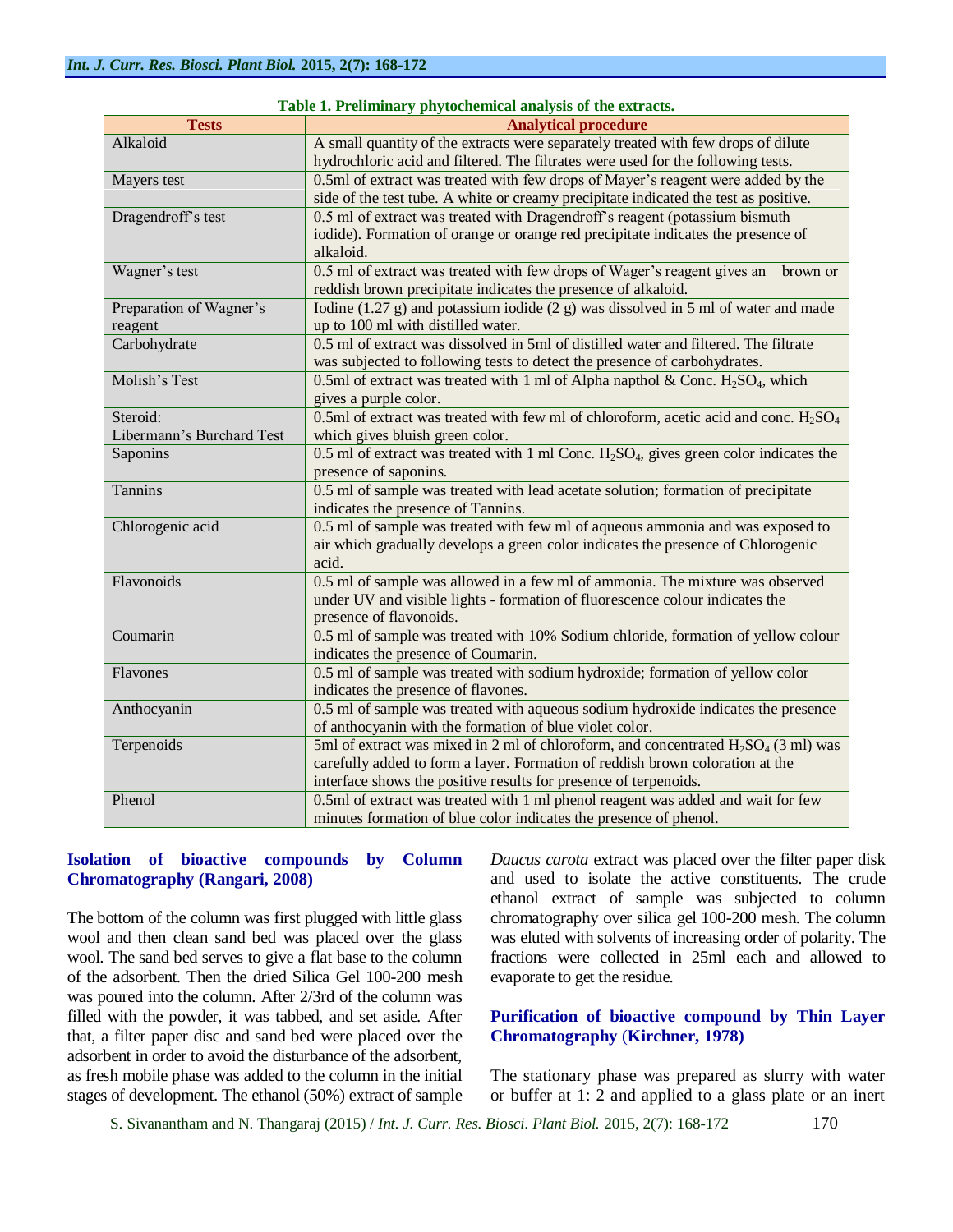**Table 1. Preliminary phytochemical analysis of the extracts.**

| Tests | Analytical procedure |
|---|---|
| Alkaloid | A small quantity of the extracts were separately treated with few drops of dilute hydrochloric acid and filtered. The filtrates were used for the following tests. |
| Mayers test | 0.5ml of extract was treated with few drops of Mayer's reagent were added by the side of the test tube. A white or creamy precipitate indicated the test as positive. |
| Dragendroff's test | 0.5 ml of extract was treated with Dragendroff's reagent (potassium bismuth iodide). Formation of orange or orange red precipitate indicates the presence of alkaloid. |
| Wagner's test | 0.5 ml of extract was treated with few drops of Wager's reagent gives an brown or reddish brown precipitate indicates the presence of alkaloid. |
| Preparation of Wagner's reagent | Iodine (1.27 g) and potassium iodide (2 g) was dissolved in 5 ml of water and made up to 100 ml with distilled water. |
| Carbohydrate | 0.5 ml of extract was dissolved in 5ml of distilled water and filtered. The filtrate was subjected to following tests to detect the presence of carbohydrates. |
| Molish's Test | 0.5ml of extract was treated with 1 ml of Alpha napthol & Conc. $H_2SO_4$, which gives a purple color. |
| Steroid: Libermann's Burchard Test | 0.5ml of extract was treated with few ml of chloroform, acetic acid and conc. $H_2SO_4$ which gives bluish green color. |
| Saponins | 0.5 ml of extract was treated with 1 ml Conc. $H_2SO_4$, gives green color indicates the presence of saponins. |
| Tannins | 0.5 ml of sample was treated with lead acetate solution; formation of precipitate indicates the presence of Tannins. |
| Chlorogenic acid | 0.5 ml of sample was treated with few ml of aqueous ammonia and was exposed to air which gradually develops a green color indicates the presence of Chlorogenic acid. |
| Flavonoids | 0.5 ml of sample was allowed in a few ml of ammonia. The mixture was observed under UV and visible lights - formation of fluorescence colour indicates the presence of flavonoids. |
| Coumarin | 0.5 ml of sample was treated with 10% Sodium chloride, formation of yellow colour indicates the presence of Coumarin. |
| Flavones | 0.5 ml of sample was treated with sodium hydroxide; formation of yellow color indicates the presence of flavones. |
| Anthocyanin | 0.5 ml of sample was treated with aqueous sodium hydroxide indicates the presence of anthocyanin with the formation of blue violet color. |
| Terpenoids | 5ml of extract was mixed in 2 ml of chloroform, and concentrated $H_2SO_4$ (3 ml) was carefully added to form a layer. Formation of reddish brown coloration at the interface shows the positive results for presence of terpenoids. |
| Phenol | 0.5ml of extract was treated with 1 ml phenol reagent was added and wait for few minutes formation of blue color indicates the presence of phenol. |

### Isolation of bioactive compounds by Column Chromatography (Rangari, 2008)

The bottom of the column was first plugged with little glass wool and then clean sand bed was placed over the glass wool. The sand bed serves to give a flat base to the column of the adsorbent. Then the dried Silica Gel 100-200 mesh was poured into the column. After 2/3rd of the column was filled with the powder, it was tabbed, and set aside. After that, a filter paper disc and sand bed were placed over the adsorbent in order to avoid the disturbance of the adsorbent, as fresh mobile phase was added to the column in the initial stages of development. The ethanol (50%) extract of sample *Daucus carota* extract was placed over the filter paper disk and used to isolate the active constituents. The crude ethanol extract of sample was subjected to column chromatography over silica gel 100-200 mesh. The column was eluted with solvents of increasing order of polarity. The fractions were collected in 25ml each and allowed to evaporate to get the residue.

### Purification of bioactive compound by Thin Layer Chromatography (Kirchner, 1978)

The stationary phase was prepared as slurry with water or buffer at 1: 2 and applied to a glass plate or an inert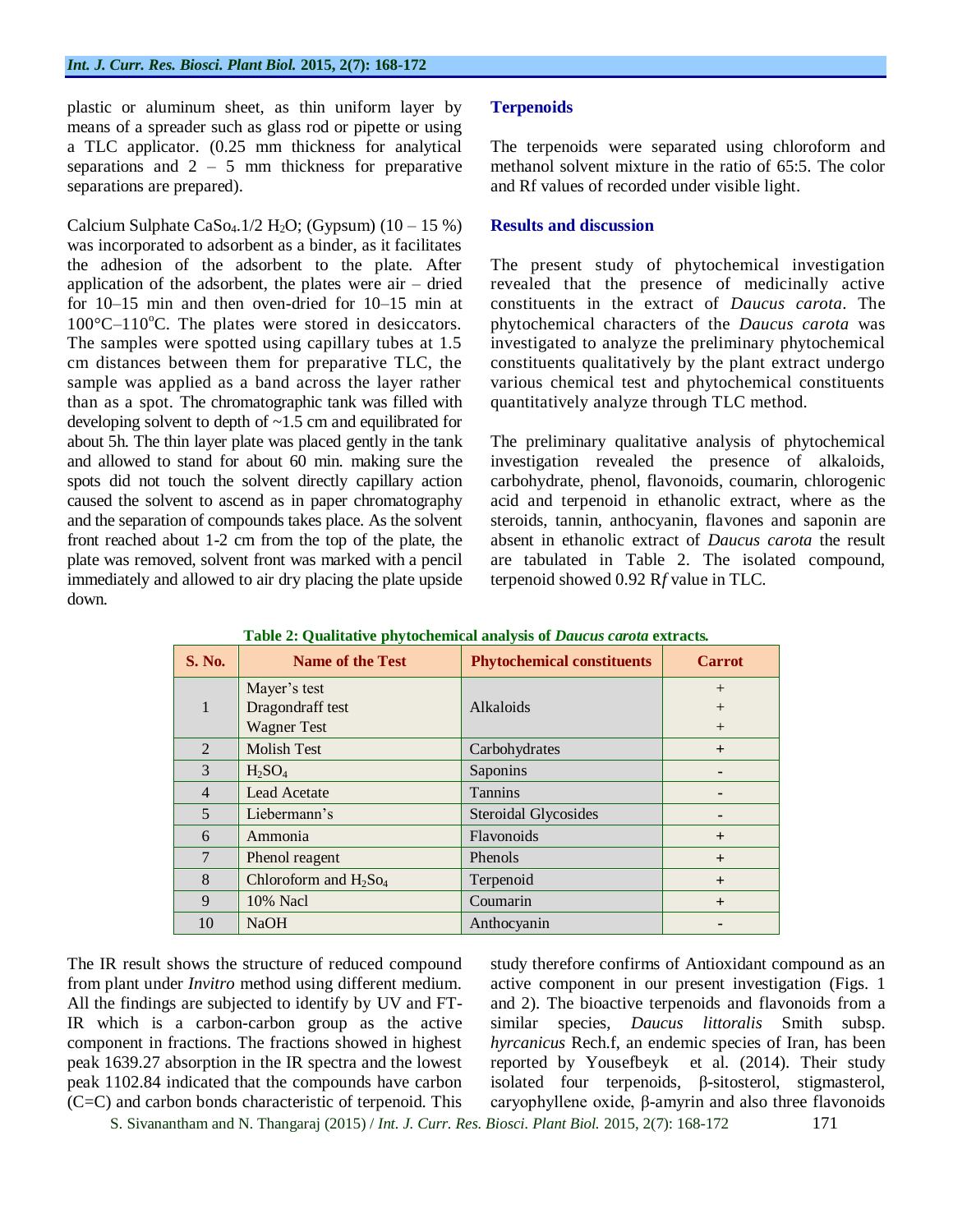plastic or aluminum sheet, as thin uniform layer by means of a spreader such as glass rod or pipette or using a TLC applicator. (0.25 mm thickness for analytical separations and 2 – 5 mm thickness for preparative separations are prepared).

Calcium Sulphate $CaSo_4.1/2\ H_2O$; (Gypsum) (10 – 15 %) was incorporated to adsorbent as a binder, as it facilitates the adhesion of the adsorbent to the plate. After application of the adsorbent, the plates were air – dried for 10–15 min and then oven-dried for 10–15 min at 100°C–110°C. The plates were stored in desiccators. The samples were spotted using capillary tubes at 1.5 cm distances between them for preparative TLC, the sample was applied as a band across the layer rather than as a spot. The chromatographic tank was filled with developing solvent to depth of ~1.5 cm and equilibrated for about 5h. The thin layer plate was placed gently in the tank and allowed to stand for about 60 min. making sure the spots did not touch the solvent directly capillary action caused the solvent to ascend as in paper chromatography and the separation of compounds takes place. As the solvent front reached about 1-2 cm from the top of the plate, the plate was removed, solvent front was marked with a pencil immediately and allowed to air dry placing the plate upside down.

### Terpenoids

The terpenoids were separated using chloroform and methanol solvent mixture in the ratio of 65:5. The color and Rf values of recorded under visible light.

## Results and discussion

The present study of phytochemical investigation revealed that the presence of medicinally active constituents in the extract of *Daucus carota*. The phytochemical characters of the *Daucus carota* was investigated to analyze the preliminary phytochemical constituents qualitatively by the plant extract undergo various chemical test and phytochemical constituents quantitatively analyze through TLC method.

The preliminary qualitative analysis of phytochemical investigation revealed the presence of alkaloids, carbohydrate, phenol, flavonoids, coumarin, chlorogenic acid and terpenoid in ethanolic extract, where as the steroids, tannin, anthocyanin, flavones and saponin are absent in ethanolic extract of *Daucus carota* the result are tabulated in Table 2. The isolated compound, terpenoid showed 0.92 R*f* value in TLC.

**Table 2: Qualitative phytochemical analysis of *Daucus carota* extracts.**

| S. No. | Name of the Test | Phytochemical constituents | Carrot |
|---|---|---|---|
| 1 | Mayer's test<br>Dragondraff test<br>Wagner Test | Alkaloids | +<br>+<br>+ |
| 2 | Molish Test | Carbohydrates | + |
| 3 | $H_2SO_4$ | Saponins | - |
| 4 | Lead Acetate | Tannins | - |
| 5 | Liebermann's | Steroidal Glycosides | - |
| 6 | Ammonia | Flavonoids | + |
| 7 | Phenol reagent | Phenols | + |
| 8 | Chloroform and $H_2So_4$ | Terpenoid | + |
| 9 | 10% Nacl | Coumarin | + |
| 10 | NaOH | Anthocyanin | - |

The IR result shows the structure of reduced compound from plant under *Invitro* method using different medium. All the findings are subjected to identify by UV and FT-IR which is a carbon-carbon group as the active component in fractions. The fractions showed in highest peak 1639.27 absorption in the IR spectra and the lowest peak 1102.84 indicated that the compounds have carbon (C=C) and carbon bonds characteristic of terpenoid. This study therefore confirms of Antioxidant compound as an active component in our present investigation (Figs. 1 and 2). The bioactive terpenoids and flavonoids from a similar species, *Daucus littoralis* Smith subsp. *hyrcanicus* Rech.f, an endemic species of Iran, has been reported by Yousefbeyk et al. (2014). Their study isolated four terpenoids, β-sitosterol, stigmasterol, caryophyllene oxide, β-amyrin and also three flavonoids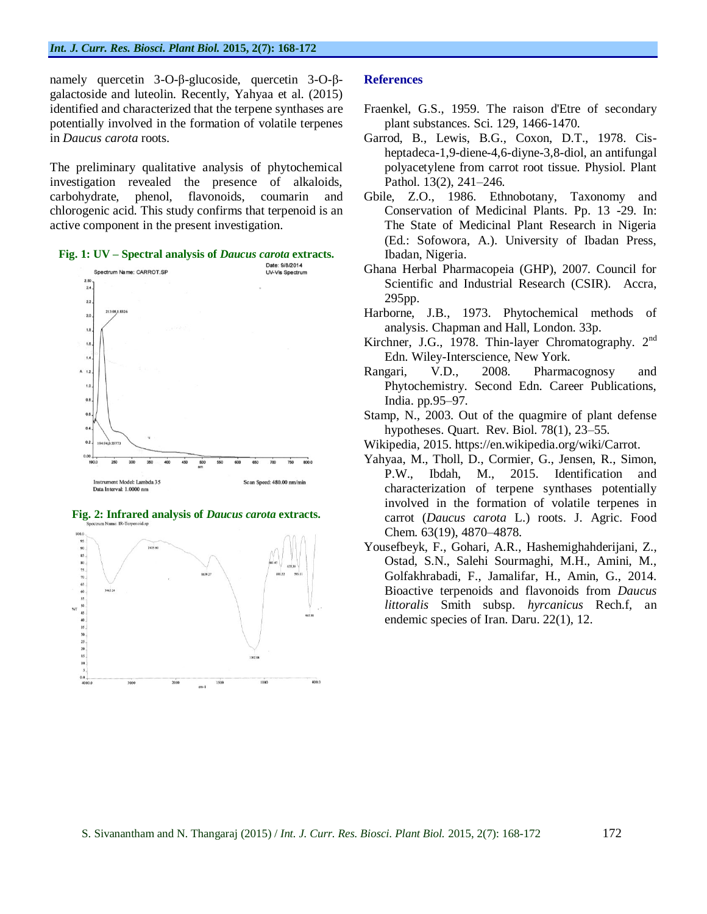namely quercetin 3-O-β-glucoside, quercetin 3-O-β-galactoside and luteolin. Recently, Yahyaa et al. (2015) identified and characterized that the terpene synthases are potentially involved in the formation of volatile terpenes in *Daucus carota* roots.

The preliminary qualitative analysis of phytochemical investigation revealed the presence of alkaloids, carbohydrate, phenol, flavonoids, coumarin and chlorogenic acid. This study confirms that terpenoid is an active component in the present investigation.

**Fig. 1: UV – Spectral analysis of *Daucus carota* extracts.**

Spectrum Name: CARROT.SP
Date: 9/8/2014
UV-Vis Spectrum
213.08,1.8326
194.94,0.35773
A
nm
Instrument Model: Lambda 35
Data Interval: 1.0000 nm
Scan Speed: 480.00 nm/min

**Fig. 2: Infrared analysis of *Daucus carota* extracts.**

Spectrum Name: IR-Terpenoid.sp
3462.24
2425.60
1639.27
1002.84
861.47
780.22
675.39
593.11
467.98
%T
cm-1

## References

Fraenkel, G.S., 1959. The raison d'Etre of secondary plant substances. Sci. 129, 1466-1470.

Garrod, B., Lewis, B.G., Coxon, D.T., 1978. Cis-heptadeca-1,9-diene-4,6-diyne-3,8-diol, an antifungal polyacetylene from carrot root tissue. Physiol. Plant Pathol. 13(2), 241–246.

Gbile, Z.O., 1986. Ethnobotany, Taxonomy and Conservation of Medicinal Plants. Pp. 13 -29. In: The State of Medicinal Plant Research in Nigeria (Ed.: Sofowora, A.). University of Ibadan Press, Ibadan, Nigeria.

Ghana Herbal Pharmacopeia (GHP), 2007. Council for Scientific and Industrial Research (CSIR). Accra, 295pp.

Harborne, J.B., 1973. Phytochemical methods of analysis. Chapman and Hall, London. 33p.

Kirchner, J.G., 1978. Thin-layer Chromatography. 2nd Edn. Wiley-Interscience, New York.

Rangari, V.D., 2008. Pharmacognosy and Phytochemistry. Second Edn. Career Publications, India. pp.95–97.

Stamp, N., 2003. Out of the quagmire of plant defense hypotheses. Quart. Rev. Biol. 78(1), 23–55.

Wikipedia, 2015. https://en.wikipedia.org/wiki/Carrot.

Yahyaa, M., Tholl, D., Cormier, G., Jensen, R., Simon, P.W., Ibdah, M., 2015. Identification and characterization of terpene synthases potentially involved in the formation of volatile terpenes in carrot (*Daucus carota* L.) roots. J. Agric. Food Chem. 63(19), 4870–4878.

Yousefbeyk, F., Gohari, A.R., Hashemighahderijani, Z., Ostad, S.N., Salehi Sourmaghi, M.H., Amini, M., Golfakhrabadi, F., Jamalifar, H., Amin, G., 2014. Bioactive terpenoids and flavonoids from *Daucus littoralis* Smith subsp. *hyrcanicus* Rech.f, an endemic species of Iran. Daru. 22(1), 12.